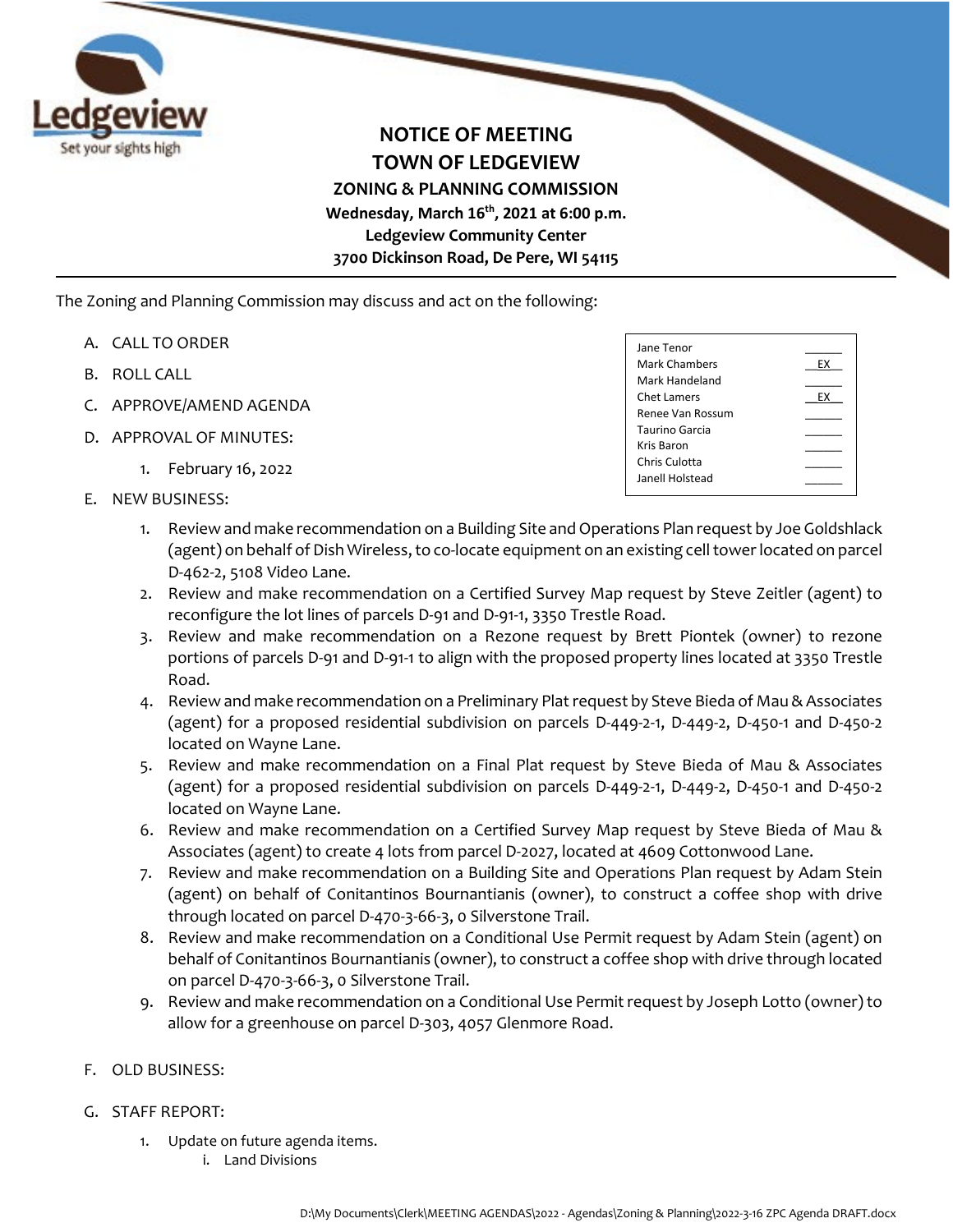Ledgeview
Set your sights high

# NOTICE OF MEETING
# TOWN OF LEDGEVIEW
## ZONING & PLANNING COMMISSION
**Wednesday, March 16th, 2021 at 6:00 p.m.**
**Ledgeview Community Center**
**3700 Dickinson Road, De Pere, WI 54115**

---

The Zoning and Planning Commission may discuss and act on the following:

| | |
|---|---|
| Jane Tenor | |
| Mark Chambers | EX |
| Mark Handeland | |
| Chet Lamers | EX |
| Renee Van Rossum | |
| Taurino Garcia | |
| Kris Baron | |
| Chris Culotta | |
| Janell Holstead | |

A. CALL TO ORDER

B. ROLL CALL

C. APPROVE/AMEND AGENDA

D. APPROVAL OF MINUTES:

1. February 16, 2022

E. NEW BUSINESS:

1. Review and make recommendation on a Building Site and Operations Plan request by Joe Goldshlack (agent) on behalf of Dish Wireless, to co-locate equipment on an existing cell tower located on parcel D-462-2, 5108 Video Lane.
2. Review and make recommendation on a Certified Survey Map request by Steve Zeitler (agent) to reconfigure the lot lines of parcels D-91 and D-91-1, 3350 Trestle Road.
3. Review and make recommendation on a Rezone request by Brett Piontek (owner) to rezone portions of parcels D-91 and D-91-1 to align with the proposed property lines located at 3350 Trestle Road.
4. Review and make recommendation on a Preliminary Plat request by Steve Bieda of Mau & Associates (agent) for a proposed residential subdivision on parcels D-449-2-1, D-449-2, D-450-1 and D-450-2 located on Wayne Lane.
5. Review and make recommendation on a Final Plat request by Steve Bieda of Mau & Associates (agent) for a proposed residential subdivision on parcels D-449-2-1, D-449-2, D-450-1 and D-450-2 located on Wayne Lane.
6. Review and make recommendation on a Certified Survey Map request by Steve Bieda of Mau & Associates (agent) to create 4 lots from parcel D-2027, located at 4609 Cottonwood Lane.
7. Review and make recommendation on a Building Site and Operations Plan request by Adam Stein (agent) on behalf of Conitantinos Bournantianis (owner), to construct a coffee shop with drive through located on parcel D-470-3-66-3, 0 Silverstone Trail.
8. Review and make recommendation on a Conditional Use Permit request by Adam Stein (agent) on behalf of Conitantinos Bournantianis (owner), to construct a coffee shop with drive through located on parcel D-470-3-66-3, 0 Silverstone Trail.
9. Review and make recommendation on a Conditional Use Permit request by Joseph Lotto (owner) to allow for a greenhouse on parcel D-303, 4057 Glenmore Road.

F. OLD BUSINESS:

G. STAFF REPORT:

1. Update on future agenda items.
   i. Land Divisions

D:\My Documents\Clerk\MEETING AGENDAS\2022 - Agendas\Zoning & Planning\2022-3-16 ZPC Agenda DRAFT.docx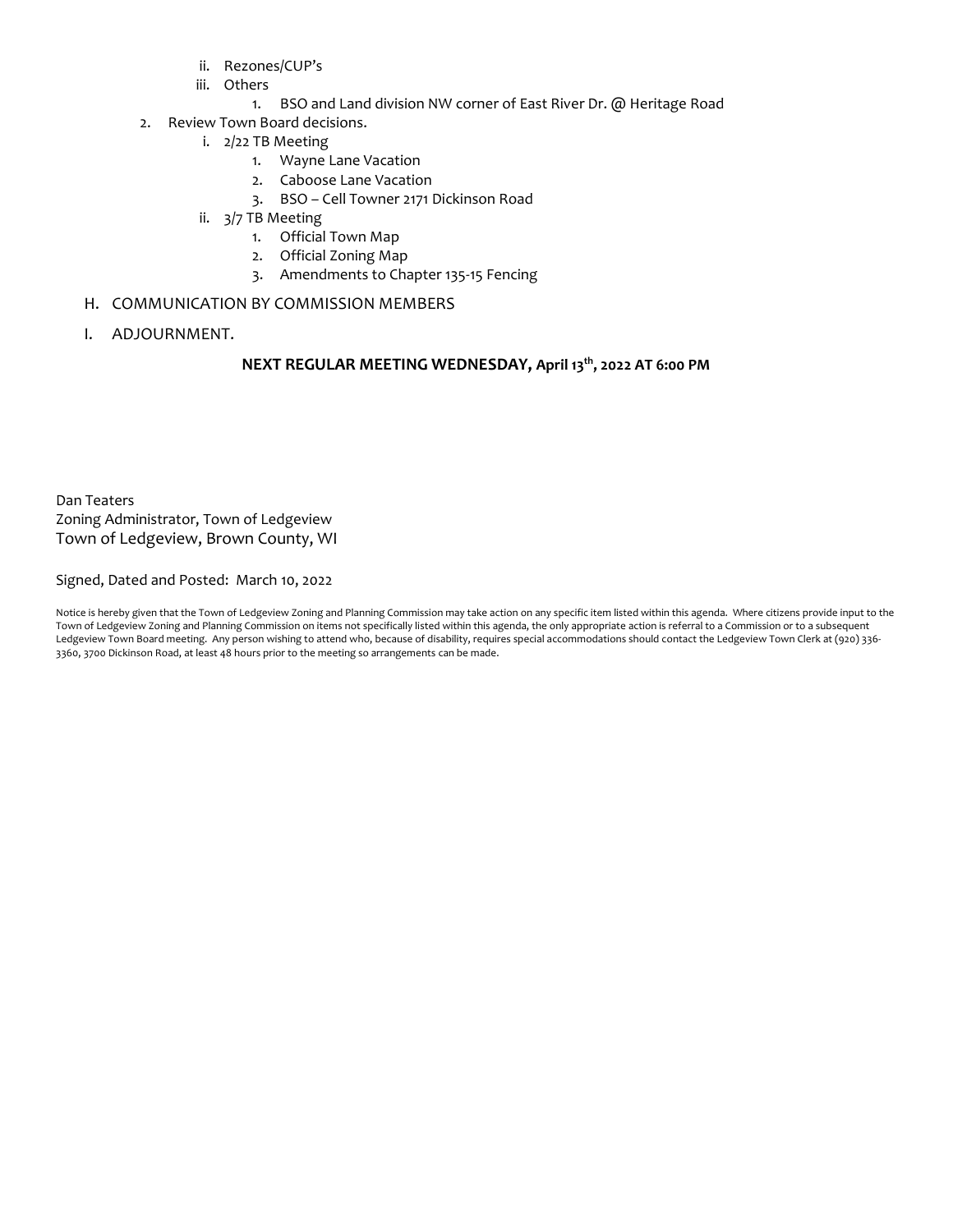- ii. Rezones/CUP's
- iii. Others
  1. BSO and Land division NW corner of East River Dr. @ Heritage Road

2. Review Town Board decisions.
   - i. 2/22 TB Meeting
     1. Wayne Lane Vacation
     2. Caboose Lane Vacation
     3. BSO – Cell Towner 2171 Dickinson Road
   - ii. 3/7 TB Meeting
     1. Official Town Map
     2. Official Zoning Map
     3. Amendments to Chapter 135-15 Fencing

H. COMMUNICATION BY COMMISSION MEMBERS

I. ADJOURNMENT.

**NEXT REGULAR MEETING WEDNESDAY, April 13th, 2022 AT 6:00 PM**

Dan Teaters
Zoning Administrator, Town of Ledgeview
Town of Ledgeview, Brown County, WI

Signed, Dated and Posted: March 10, 2022

Notice is hereby given that the Town of Ledgeview Zoning and Planning Commission may take action on any specific item listed within this agenda. Where citizens provide input to the Town of Ledgeview Zoning and Planning Commission on items not specifically listed within this agenda, the only appropriate action is referral to a Commission or to a subsequent Ledgeview Town Board meeting. Any person wishing to attend who, because of disability, requires special accommodations should contact the Ledgeview Town Clerk at (920) 336-3360, 3700 Dickinson Road, at least 48 hours prior to the meeting so arrangements can be made.